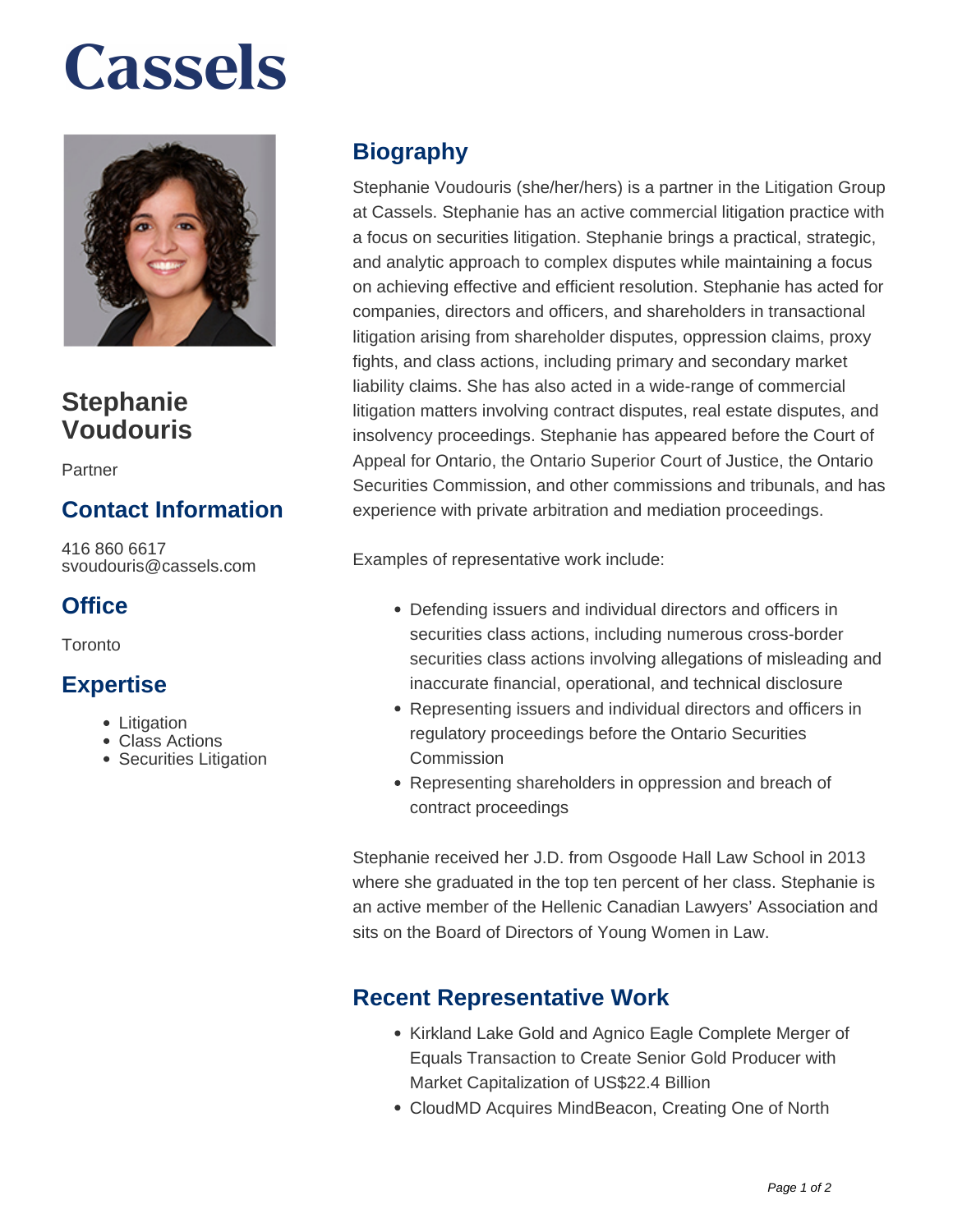# Cassels

## Stephanie Voudouris

Partner

### Contact Information

416 860 6617
svoudouris@cassels.com

### Office

Toronto

### Expertise

- Litigation
- Class Actions
- Securities Litigation

## Biography

Stephanie Voudouris (she/her/hers) is a partner in the Litigation Group at Cassels. Stephanie has an active commercial litigation practice with a focus on securities litigation. Stephanie brings a practical, strategic, and analytic approach to complex disputes while maintaining a focus on achieving effective and efficient resolution. Stephanie has acted for companies, directors and officers, and shareholders in transactional litigation arising from shareholder disputes, oppression claims, proxy fights, and class actions, including primary and secondary market liability claims. She has also acted in a wide-range of commercial litigation matters involving contract disputes, real estate disputes, and insolvency proceedings. Stephanie has appeared before the Court of Appeal for Ontario, the Ontario Superior Court of Justice, the Ontario Securities Commission, and other commissions and tribunals, and has experience with private arbitration and mediation proceedings.

Examples of representative work include:

- Defending issuers and individual directors and officers in securities class actions, including numerous cross-border securities class actions involving allegations of misleading and inaccurate financial, operational, and technical disclosure
- Representing issuers and individual directors and officers in regulatory proceedings before the Ontario Securities Commission
- Representing shareholders in oppression and breach of contract proceedings

Stephanie received her J.D. from Osgoode Hall Law School in 2013 where she graduated in the top ten percent of her class. Stephanie is an active member of the Hellenic Canadian Lawyers' Association and sits on the Board of Directors of Young Women in Law.

## Recent Representative Work

- Kirkland Lake Gold and Agnico Eagle Complete Merger of Equals Transaction to Create Senior Gold Producer with Market Capitalization of US$22.4 Billion
- CloudMD Acquires MindBeacon, Creating One of North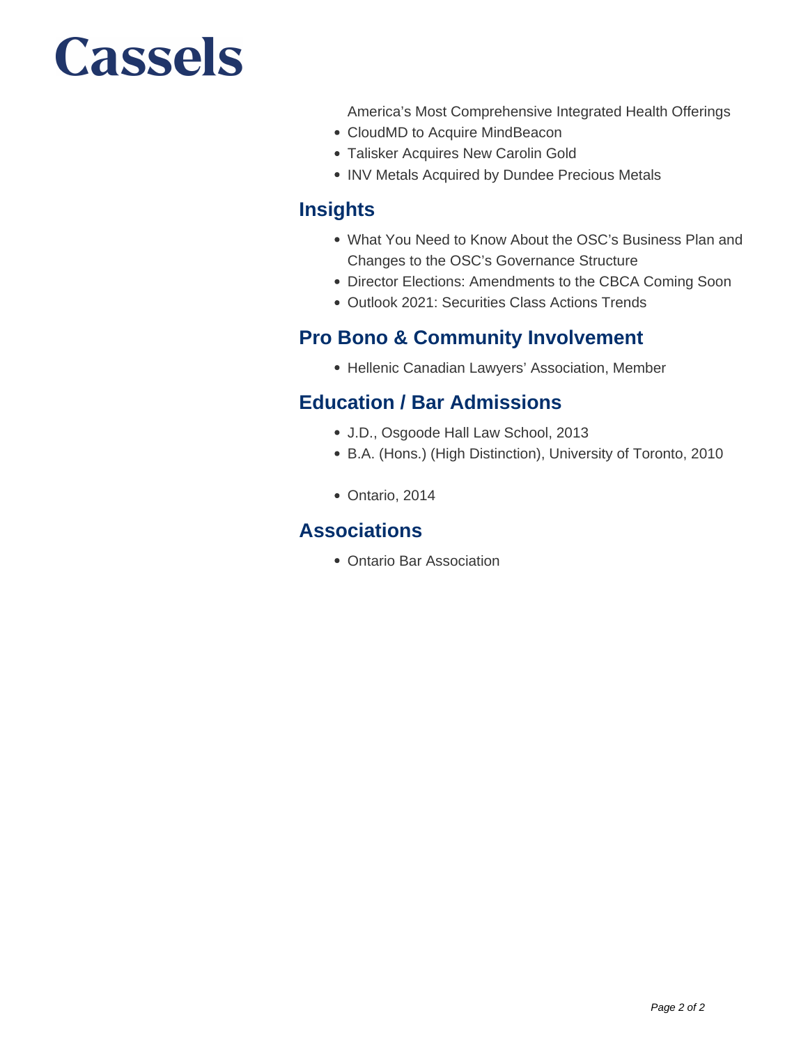America's Most Comprehensive Integrated Health Offerings
- CloudMD to Acquire MindBeacon
- Talisker Acquires New Carolin Gold
- INV Metals Acquired by Dundee Precious Metals

## Insights

- What You Need to Know About the OSC's Business Plan and Changes to the OSC's Governance Structure
- Director Elections: Amendments to the CBCA Coming Soon
- Outlook 2021: Securities Class Actions Trends

## Pro Bono & Community Involvement

- Hellenic Canadian Lawyers' Association, Member

## Education / Bar Admissions

- J.D., Osgoode Hall Law School, 2013
- B.A. (Hons.) (High Distinction), University of Toronto, 2010

- Ontario, 2014

## Associations

- Ontario Bar Association